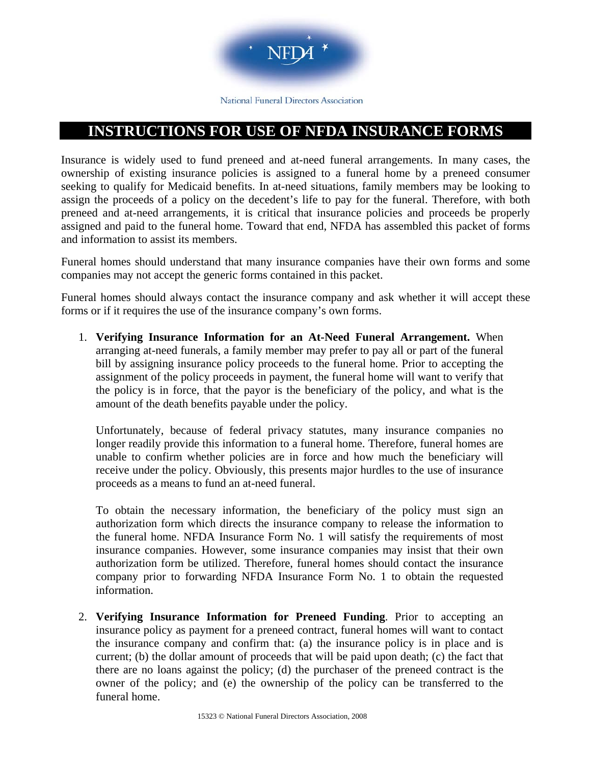NFDA

National Funeral Directors Association

# INSTRUCTIONS FOR USE OF NFDA INSURANCE FORMS

Insurance is widely used to fund preneed and at-need funeral arrangements. In many cases, the ownership of existing insurance policies is assigned to a funeral home by a preneed consumer seeking to qualify for Medicaid benefits. In at-need situations, family members may be looking to assign the proceeds of a policy on the decedent's life to pay for the funeral. Therefore, with both preneed and at-need arrangements, it is critical that insurance policies and proceeds be properly assigned and paid to the funeral home. Toward that end, NFDA has assembled this packet of forms and information to assist its members.

Funeral homes should understand that many insurance companies have their own forms and some companies may not accept the generic forms contained in this packet.

Funeral homes should always contact the insurance company and ask whether it will accept these forms or if it requires the use of the insurance company's own forms.

1. **Verifying Insurance Information for an At-Need Funeral Arrangement.** When arranging at-need funerals, a family member may prefer to pay all or part of the funeral bill by assigning insurance policy proceeds to the funeral home. Prior to accepting the assignment of the policy proceeds in payment, the funeral home will want to verify that the policy is in force, that the payor is the beneficiary of the policy, and what is the amount of the death benefits payable under the policy.

   Unfortunately, because of federal privacy statutes, many insurance companies no longer readily provide this information to a funeral home. Therefore, funeral homes are unable to confirm whether policies are in force and how much the beneficiary will receive under the policy. Obviously, this presents major hurdles to the use of insurance proceeds as a means to fund an at-need funeral.

   To obtain the necessary information, the beneficiary of the policy must sign an authorization form which directs the insurance company to release the information to the funeral home. NFDA Insurance Form No. 1 will satisfy the requirements of most insurance companies. However, some insurance companies may insist that their own authorization form be utilized. Therefore, funeral homes should contact the insurance company prior to forwarding NFDA Insurance Form No. 1 to obtain the requested information.

2. **Verifying Insurance Information for Preneed Funding**. Prior to accepting an insurance policy as payment for a preneed contract, funeral homes will want to contact the insurance company and confirm that: (a) the insurance policy is in place and is current; (b) the dollar amount of proceeds that will be paid upon death; (c) the fact that there are no loans against the policy; (d) the purchaser of the preneed contract is the owner of the policy; and (e) the ownership of the policy can be transferred to the funeral home.

15323 © National Funeral Directors Association, 2008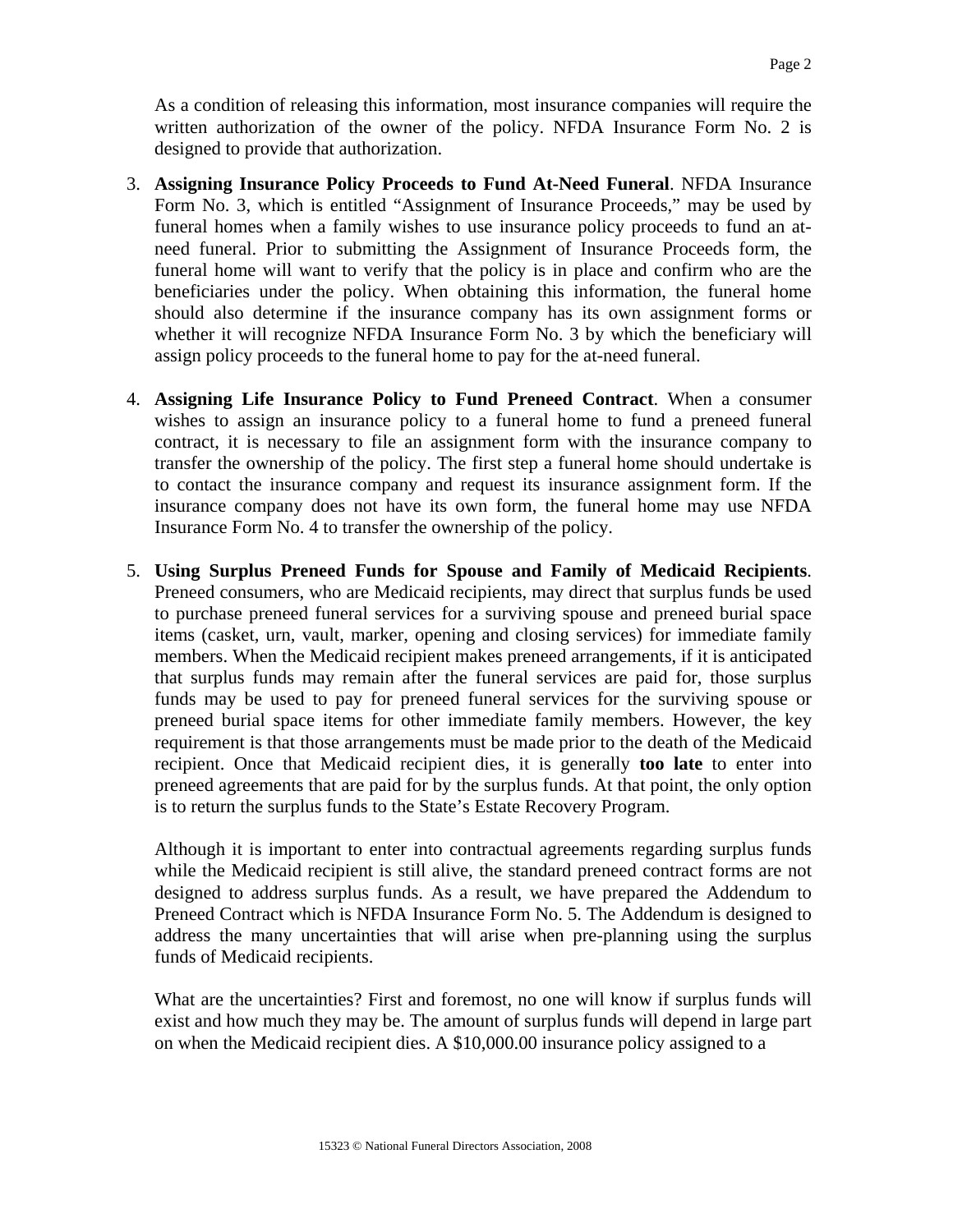As a condition of releasing this information, most insurance companies will require the written authorization of the owner of the policy. NFDA Insurance Form No. 2 is designed to provide that authorization.

3. **Assigning Insurance Policy Proceeds to Fund At-Need Funeral**. NFDA Insurance Form No. 3, which is entitled "Assignment of Insurance Proceeds," may be used by funeral homes when a family wishes to use insurance policy proceeds to fund an at-need funeral. Prior to submitting the Assignment of Insurance Proceeds form, the funeral home will want to verify that the policy is in place and confirm who are the beneficiaries under the policy. When obtaining this information, the funeral home should also determine if the insurance company has its own assignment forms or whether it will recognize NFDA Insurance Form No. 3 by which the beneficiary will assign policy proceeds to the funeral home to pay for the at-need funeral.

4. **Assigning Life Insurance Policy to Fund Preneed Contract**. When a consumer wishes to assign an insurance policy to a funeral home to fund a preneed funeral contract, it is necessary to file an assignment form with the insurance company to transfer the ownership of the policy. The first step a funeral home should undertake is to contact the insurance company and request its insurance assignment form. If the insurance company does not have its own form, the funeral home may use NFDA Insurance Form No. 4 to transfer the ownership of the policy.

5. **Using Surplus Preneed Funds for Spouse and Family of Medicaid Recipients**. Preneed consumers, who are Medicaid recipients, may direct that surplus funds be used to purchase preneed funeral services for a surviving spouse and preneed burial space items (casket, urn, vault, marker, opening and closing services) for immediate family members. When the Medicaid recipient makes preneed arrangements, if it is anticipated that surplus funds may remain after the funeral services are paid for, those surplus funds may be used to pay for preneed funeral services for the surviving spouse or preneed burial space items for other immediate family members. However, the key requirement is that those arrangements must be made prior to the death of the Medicaid recipient. Once that Medicaid recipient dies, it is generally **too late** to enter into preneed agreements that are paid for by the surplus funds. At that point, the only option is to return the surplus funds to the State's Estate Recovery Program.

   Although it is important to enter into contractual agreements regarding surplus funds while the Medicaid recipient is still alive, the standard preneed contract forms are not designed to address surplus funds. As a result, we have prepared the Addendum to Preneed Contract which is NFDA Insurance Form No. 5. The Addendum is designed to address the many uncertainties that will arise when pre-planning using the surplus funds of Medicaid recipients.

   What are the uncertainties? First and foremost, no one will know if surplus funds will exist and how much they may be. The amount of surplus funds will depend in large part on when the Medicaid recipient dies. A $10,000.00 insurance policy assigned to a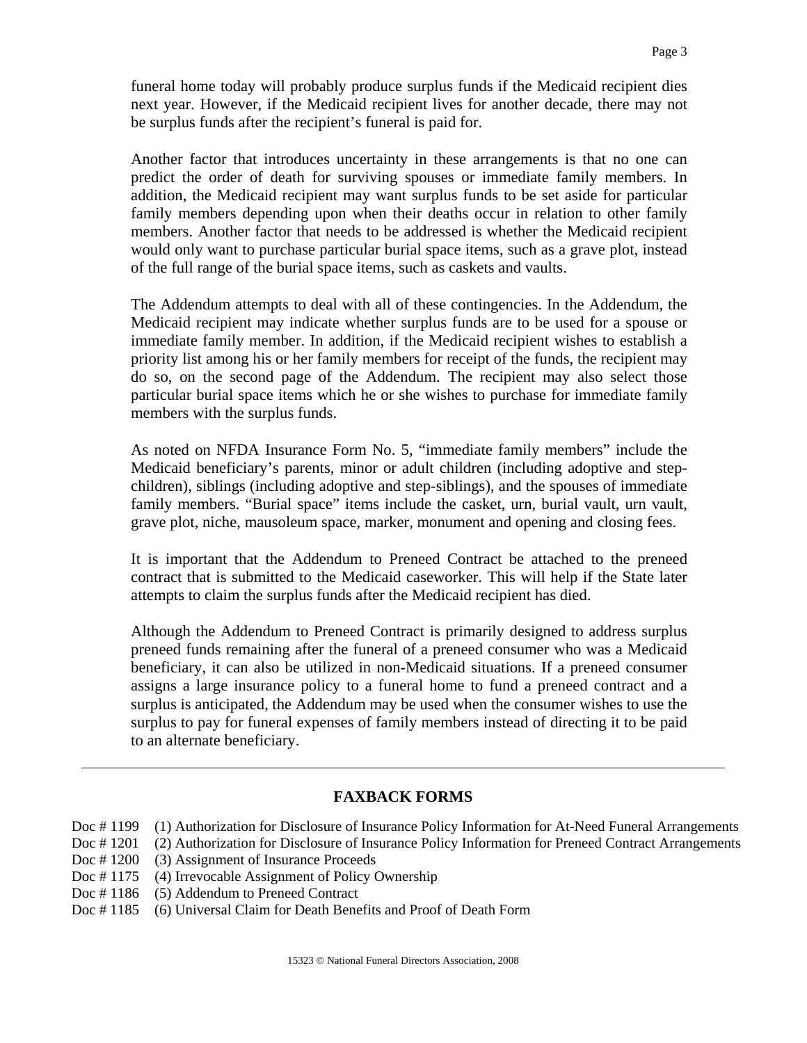funeral home today will probably produce surplus funds if the Medicaid recipient dies next year. However, if the Medicaid recipient lives for another decade, there may not be surplus funds after the recipient's funeral is paid for.

Another factor that introduces uncertainty in these arrangements is that no one can predict the order of death for surviving spouses or immediate family members. In addition, the Medicaid recipient may want surplus funds to be set aside for particular family members depending upon when their deaths occur in relation to other family members. Another factor that needs to be addressed is whether the Medicaid recipient would only want to purchase particular burial space items, such as a grave plot, instead of the full range of the burial space items, such as caskets and vaults.

The Addendum attempts to deal with all of these contingencies. In the Addendum, the Medicaid recipient may indicate whether surplus funds are to be used for a spouse or immediate family member. In addition, if the Medicaid recipient wishes to establish a priority list among his or her family members for receipt of the funds, the recipient may do so, on the second page of the Addendum. The recipient may also select those particular burial space items which he or she wishes to purchase for immediate family members with the surplus funds.

As noted on NFDA Insurance Form No. 5, "immediate family members" include the Medicaid beneficiary's parents, minor or adult children (including adoptive and step-children), siblings (including adoptive and step-siblings), and the spouses of immediate family members. "Burial space" items include the casket, urn, burial vault, urn vault, grave plot, niche, mausoleum space, marker, monument and opening and closing fees.

It is important that the Addendum to Preneed Contract be attached to the preneed contract that is submitted to the Medicaid caseworker. This will help if the State later attempts to claim the surplus funds after the Medicaid recipient has died.

Although the Addendum to Preneed Contract is primarily designed to address surplus preneed funds remaining after the funeral of a preneed consumer who was a Medicaid beneficiary, it can also be utilized in non-Medicaid situations. If a preneed consumer assigns a large insurance policy to a funeral home to fund a preneed contract and a surplus is anticipated, the Addendum may be used when the consumer wishes to use the surplus to pay for funeral expenses of family members instead of directing it to be paid to an alternate beneficiary.

---

## FAXBACK FORMS

Doc # 1199 (1) Authorization for Disclosure of Insurance Policy Information for At-Need Funeral Arrangements
Doc # 1201 (2) Authorization for Disclosure of Insurance Policy Information for Preneed Contract Arrangements
Doc # 1200 (3) Assignment of Insurance Proceeds
Doc # 1175 (4) Irrevocable Assignment of Policy Ownership
Doc # 1186 (5) Addendum to Preneed Contract
Doc # 1185 (6) Universal Claim for Death Benefits and Proof of Death Form

15323 © National Funeral Directors Association, 2008